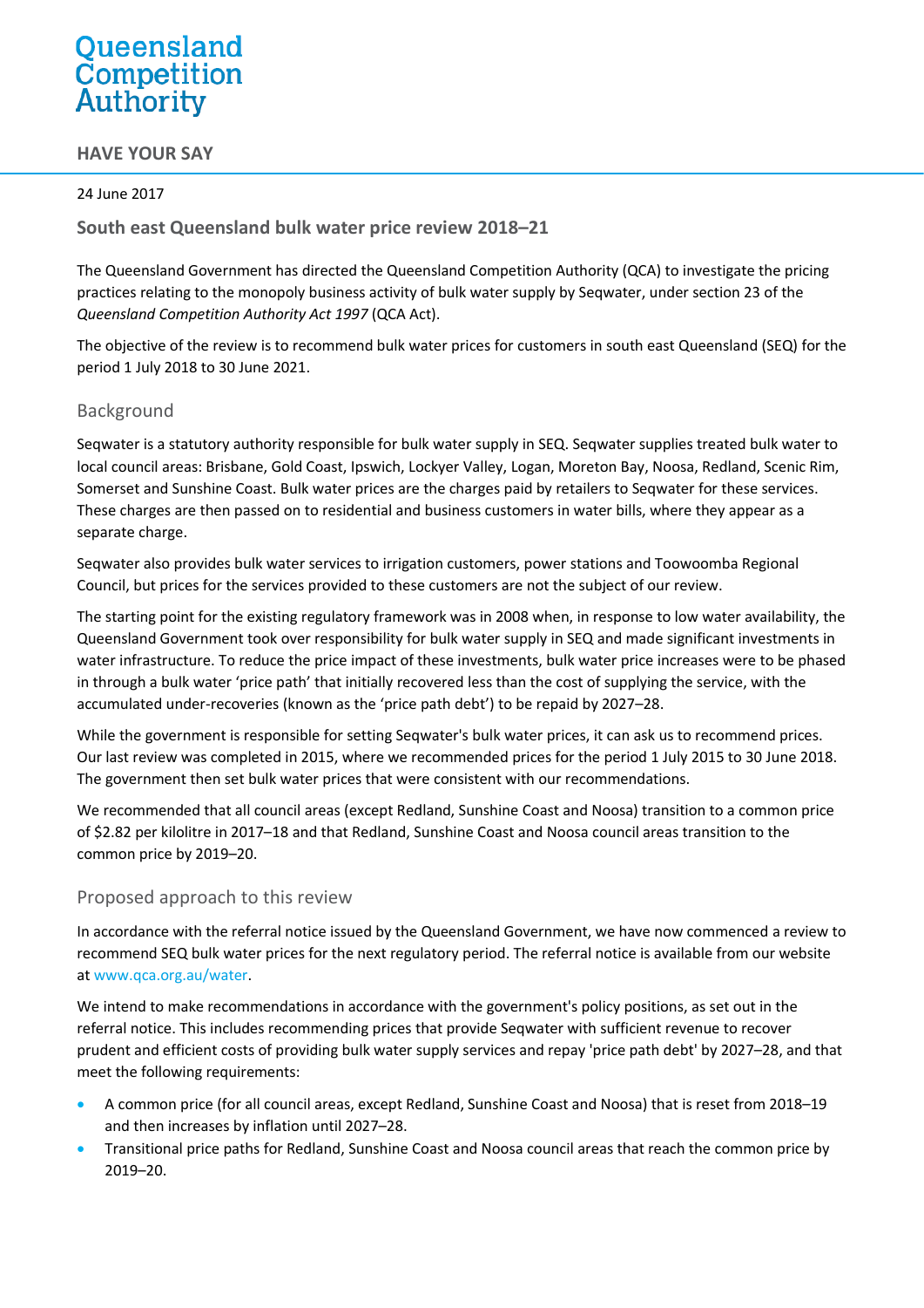# Queensland Competition Authority

## HAVE YOUR SAY

24 June 2017

### South east Queensland bulk water price review 2018–21

The Queensland Government has directed the Queensland Competition Authority (QCA) to investigate the pricing practices relating to the monopoly business activity of bulk water supply by Seqwater, under section 23 of the *Queensland Competition Authority Act 1997* (QCA Act).

The objective of the review is to recommend bulk water prices for customers in south east Queensland (SEQ) for the period 1 July 2018 to 30 June 2021.

### Background

Seqwater is a statutory authority responsible for bulk water supply in SEQ. Seqwater supplies treated bulk water to local council areas: Brisbane, Gold Coast, Ipswich, Lockyer Valley, Logan, Moreton Bay, Noosa, Redland, Scenic Rim, Somerset and Sunshine Coast. Bulk water prices are the charges paid by retailers to Seqwater for these services. These charges are then passed on to residential and business customers in water bills, where they appear as a separate charge.

Seqwater also provides bulk water services to irrigation customers, power stations and Toowoomba Regional Council, but prices for the services provided to these customers are not the subject of our review.

The starting point for the existing regulatory framework was in 2008 when, in response to low water availability, the Queensland Government took over responsibility for bulk water supply in SEQ and made significant investments in water infrastructure. To reduce the price impact of these investments, bulk water price increases were to be phased in through a bulk water 'price path' that initially recovered less than the cost of supplying the service, with the accumulated under-recoveries (known as the 'price path debt') to be repaid by 2027–28.

While the government is responsible for setting Seqwater's bulk water prices, it can ask us to recommend prices. Our last review was completed in 2015, where we recommended prices for the period 1 July 2015 to 30 June 2018. The government then set bulk water prices that were consistent with our recommendations.

We recommended that all council areas (except Redland, Sunshine Coast and Noosa) transition to a common price of $2.82 per kilolitre in 2017–18 and that Redland, Sunshine Coast and Noosa council areas transition to the common price by 2019–20.

### Proposed approach to this review

In accordance with the referral notice issued by the Queensland Government, we have now commenced a review to recommend SEQ bulk water prices for the next regulatory period. The referral notice is available from our website at www.qca.org.au/water.

We intend to make recommendations in accordance with the government's policy positions, as set out in the referral notice. This includes recommending prices that provide Seqwater with sufficient revenue to recover prudent and efficient costs of providing bulk water supply services and repay 'price path debt' by 2027–28, and that meet the following requirements:

- A common price (for all council areas, except Redland, Sunshine Coast and Noosa) that is reset from 2018–19 and then increases by inflation until 2027–28.
- Transitional price paths for Redland, Sunshine Coast and Noosa council areas that reach the common price by 2019–20.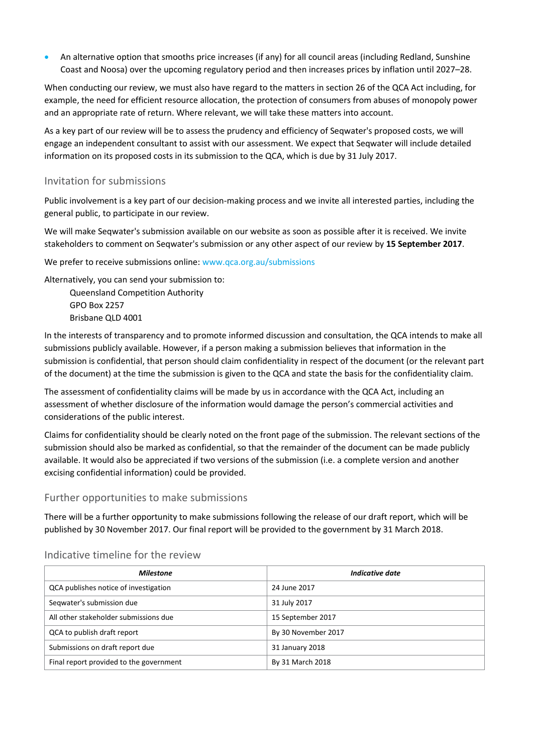- An alternative option that smooths price increases (if any) for all council areas (including Redland, Sunshine Coast and Noosa) over the upcoming regulatory period and then increases prices by inflation until 2027–28.

When conducting our review, we must also have regard to the matters in section 26 of the QCA Act including, for example, the need for efficient resource allocation, the protection of consumers from abuses of monopoly power and an appropriate rate of return. Where relevant, we will take these matters into account.

As a key part of our review will be to assess the prudency and efficiency of Seqwater's proposed costs, we will engage an independent consultant to assist with our assessment. We expect that Seqwater will include detailed information on its proposed costs in its submission to the QCA, which is due by 31 July 2017.

## Invitation for submissions

Public involvement is a key part of our decision-making process and we invite all interested parties, including the general public, to participate in our review.

We will make Seqwater's submission available on our website as soon as possible after it is received. We invite stakeholders to comment on Seqwater's submission or any other aspect of our review by **15 September 2017**.

We prefer to receive submissions online: www.qca.org.au/submissions

Alternatively, you can send your submission to:

Queensland Competition Authority
GPO Box 2257
Brisbane QLD 4001

In the interests of transparency and to promote informed discussion and consultation, the QCA intends to make all submissions publicly available. However, if a person making a submission believes that information in the submission is confidential, that person should claim confidentiality in respect of the document (or the relevant part of the document) at the time the submission is given to the QCA and state the basis for the confidentiality claim.

The assessment of confidentiality claims will be made by us in accordance with the QCA Act, including an assessment of whether disclosure of the information would damage the person's commercial activities and considerations of the public interest.

Claims for confidentiality should be clearly noted on the front page of the submission. The relevant sections of the submission should also be marked as confidential, so that the remainder of the document can be made publicly available. It would also be appreciated if two versions of the submission (i.e. a complete version and another excising confidential information) could be provided.

## Further opportunities to make submissions

There will be a further opportunity to make submissions following the release of our draft report, which will be published by 30 November 2017. Our final report will be provided to the government by 31 March 2018.

## Indicative timeline for the review

| *Milestone* | *Indicative date* |
|---|---|
| QCA publishes notice of investigation | 24 June 2017 |
| Seqwater's submission due | 31 July 2017 |
| All other stakeholder submissions due | 15 September 2017 |
| QCA to publish draft report | By 30 November 2017 |
| Submissions on draft report due | 31 January 2018 |
| Final report provided to the government | By 31 March 2018 |